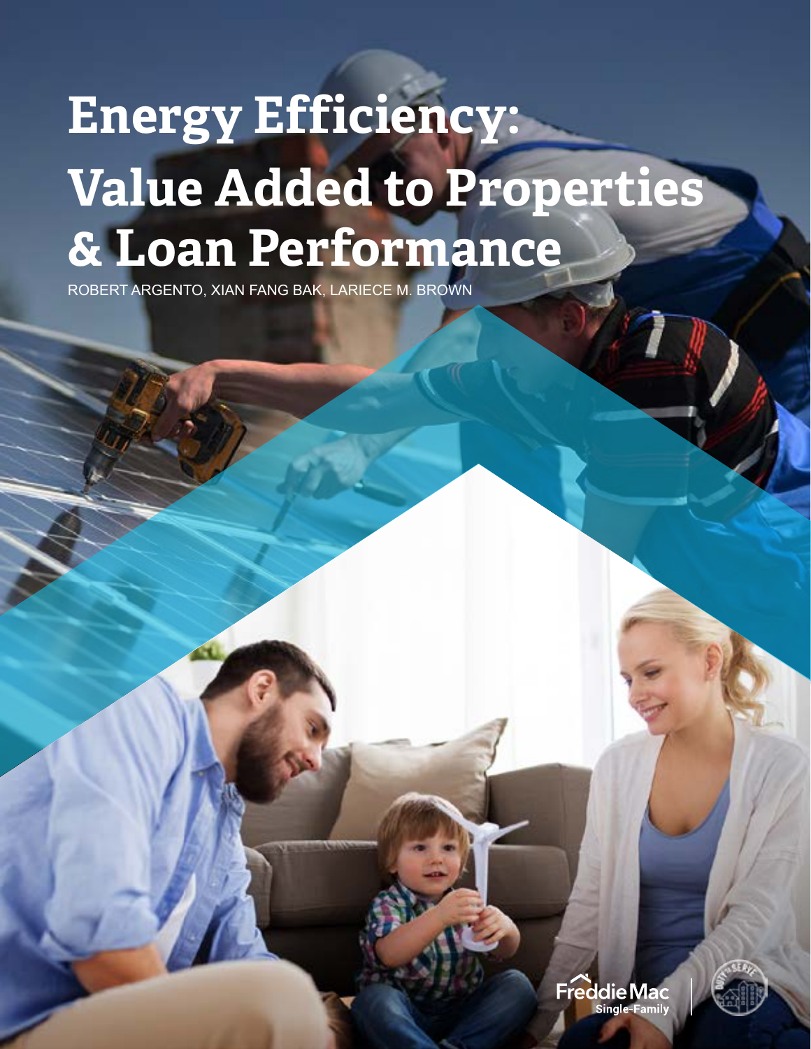# Energy Efficiency: Value Added to Properties & Loan Performance

ROBERT ARGENTO, XIAN FANG BAK, LARIECE M. BROWN

Freddie Mac Single-Family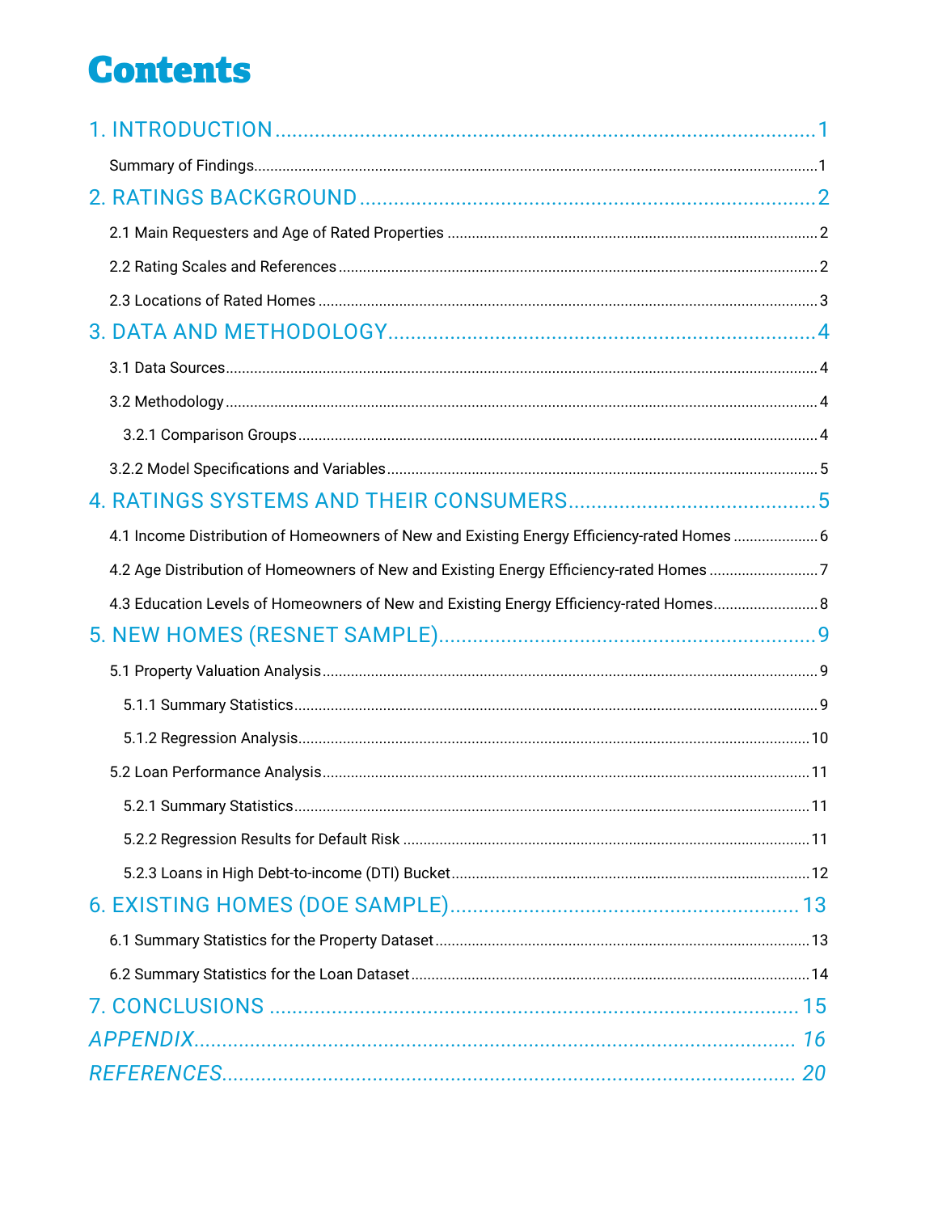# Contents

1. INTRODUCTION ..... 1
   - Summary of Findings ..... 1
2. RATINGS BACKGROUND ..... 2
   - 2.1 Main Requesters and Age of Rated Properties ..... 2
   - 2.2 Rating Scales and References ..... 2
   - 2.3 Locations of Rated Homes ..... 3
3. DATA AND METHODOLOGY ..... 4
   - 3.1 Data Sources ..... 4
   - 3.2 Methodology ..... 4
     - 3.2.1 Comparison Groups ..... 4
   - 3.2.2 Model Specifications and Variables ..... 5
4. RATINGS SYSTEMS AND THEIR CONSUMERS ..... 5
   - 4.1 Income Distribution of Homeowners of New and Existing Energy Efficiency-rated Homes ..... 6
   - 4.2 Age Distribution of Homeowners of New and Existing Energy Efficiency-rated Homes ..... 7
   - 4.3 Education Levels of Homeowners of New and Existing Energy Efficiency-rated Homes ..... 8
5. NEW HOMES (RESNET SAMPLE) ..... 9
   - 5.1 Property Valuation Analysis ..... 9
     - 5.1.1 Summary Statistics ..... 9
     - 5.1.2 Regression Analysis ..... 10
   - 5.2 Loan Performance Analysis ..... 11
     - 5.2.1 Summary Statistics ..... 11
     - 5.2.2 Regression Results for Default Risk ..... 11
     - 5.2.3 Loans in High Debt-to-income (DTI) Bucket ..... 12
6. EXISTING HOMES (DOE SAMPLE) ..... 13
   - 6.1 Summary Statistics for the Property Dataset ..... 13
   - 6.2 Summary Statistics for the Loan Dataset ..... 14
7. CONCLUSIONS ..... 15

*APPENDIX* ..... *16*

*REFERENCES* ..... *20*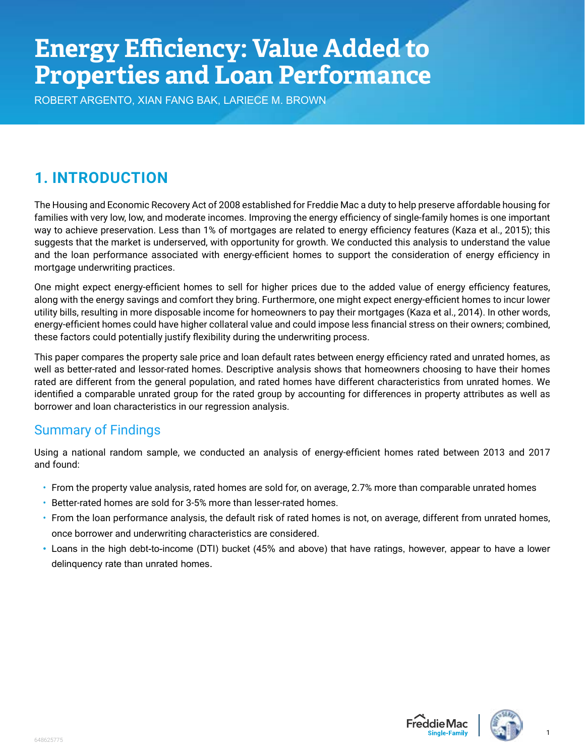# Energy Efficiency: Value Added to Properties and Loan Performance

ROBERT ARGENTO, XIAN FANG BAK, LARIECE M. BROWN

## 1. INTRODUCTION

The Housing and Economic Recovery Act of 2008 established for Freddie Mac a duty to help preserve affordable housing for families with very low, low, and moderate incomes. Improving the energy efficiency of single-family homes is one important way to achieve preservation. Less than 1% of mortgages are related to energy efficiency features (Kaza et al., 2015); this suggests that the market is underserved, with opportunity for growth. We conducted this analysis to understand the value and the loan performance associated with energy-efficient homes to support the consideration of energy efficiency in mortgage underwriting practices.

One might expect energy-efficient homes to sell for higher prices due to the added value of energy efficiency features, along with the energy savings and comfort they bring. Furthermore, one might expect energy-efficient homes to incur lower utility bills, resulting in more disposable income for homeowners to pay their mortgages (Kaza et al., 2014). In other words, energy-efficient homes could have higher collateral value and could impose less financial stress on their owners; combined, these factors could potentially justify flexibility during the underwriting process.

This paper compares the property sale price and loan default rates between energy efficiency rated and unrated homes, as well as better-rated and lessor-rated homes. Descriptive analysis shows that homeowners choosing to have their homes rated are different from the general population, and rated homes have different characteristics from unrated homes. We identified a comparable unrated group for the rated group by accounting for differences in property attributes as well as borrower and loan characteristics in our regression analysis.

### Summary of Findings

Using a national random sample, we conducted an analysis of energy-efficient homes rated between 2013 and 2017 and found:

- From the property value analysis, rated homes are sold for, on average, 2.7% more than comparable unrated homes
- Better-rated homes are sold for 3-5% more than lesser-rated homes.
- From the loan performance analysis, the default risk of rated homes is not, on average, different from unrated homes, once borrower and underwriting characteristics are considered.
- Loans in the high debt-to-income (DTI) bucket (45% and above) that have ratings, however, appear to have a lower delinquency rate than unrated homes.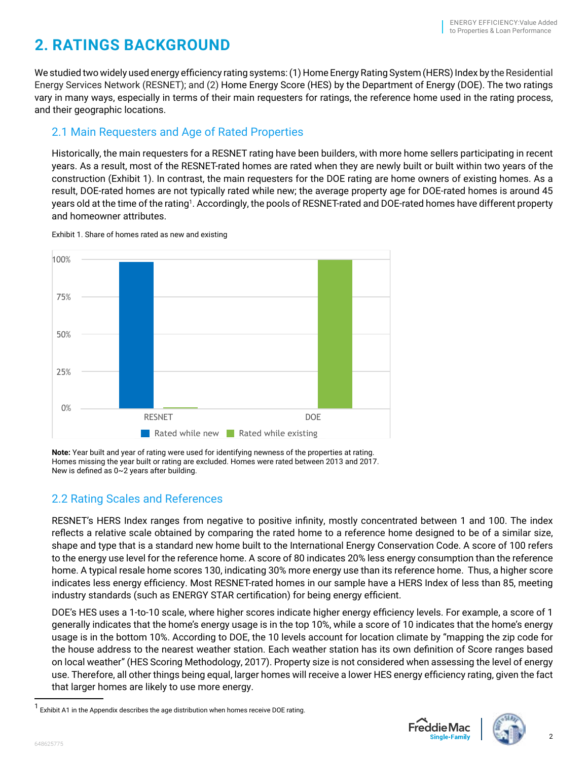# 2. RATINGS BACKGROUND

We studied two widely used energy efficiency rating systems: (1) Home Energy Rating System (HERS) Index by the Residential Energy Services Network (RESNET); and (2) Home Energy Score (HES) by the Department of Energy (DOE). The two ratings vary in many ways, especially in terms of their main requesters for ratings, the reference home used in the rating process, and their geographic locations.

## 2.1 Main Requesters and Age of Rated Properties

Historically, the main requesters for a RESNET rating have been builders, with more home sellers participating in recent years. As a result, most of the RESNET-rated homes are rated when they are newly built or built within two years of the construction (Exhibit 1). In contrast, the main requesters for the DOE rating are home owners of existing homes. As a result, DOE-rated homes are not typically rated while new; the average property age for DOE-rated homes is around 45 years old at the time of the rating[1]. Accordingly, the pools of RESNET-rated and DOE-rated homes have different property and homeowner attributes.

Exhibit 1. Share of homes rated as new and existing

**Note:** Year built and year of rating were used for identifying newness of the properties at rating. Homes missing the year built or rating are excluded. Homes were rated between 2013 and 2017. New is defined as 0~2 years after building.

## 2.2 Rating Scales and References

RESNET's HERS Index ranges from negative to positive infinity, mostly concentrated between 1 and 100. The index reflects a relative scale obtained by comparing the rated home to a reference home designed to be of a similar size, shape and type that is a standard new home built to the International Energy Conservation Code. A score of 100 refers to the energy use level for the reference home. A score of 80 indicates 20% less energy consumption than the reference home. A typical resale home scores 130, indicating 30% more energy use than its reference home. Thus, a higher score indicates less energy efficiency. Most RESNET-rated homes in our sample have a HERS Index of less than 85, meeting industry standards (such as ENERGY STAR certification) for being energy efficient.

DOE's HES uses a 1-to-10 scale, where higher scores indicate higher energy efficiency levels. For example, a score of 1 generally indicates that the home's energy usage is in the top 10%, while a score of 10 indicates that the home's energy usage is in the bottom 10%. According to DOE, the 10 levels account for location climate by "mapping the zip code for the house address to the nearest weather station. Each weather station has its own definition of Score ranges based on local weather" (HES Scoring Methodology, 2017). Property size is not considered when assessing the level of energy use. Therefore, all other things being equal, larger homes will receive a lower HES energy efficiency rating, given the fact that larger homes are likely to use more energy.

[1] Exhibit A1 in the Appendix describes the age distribution when homes receive DOE rating.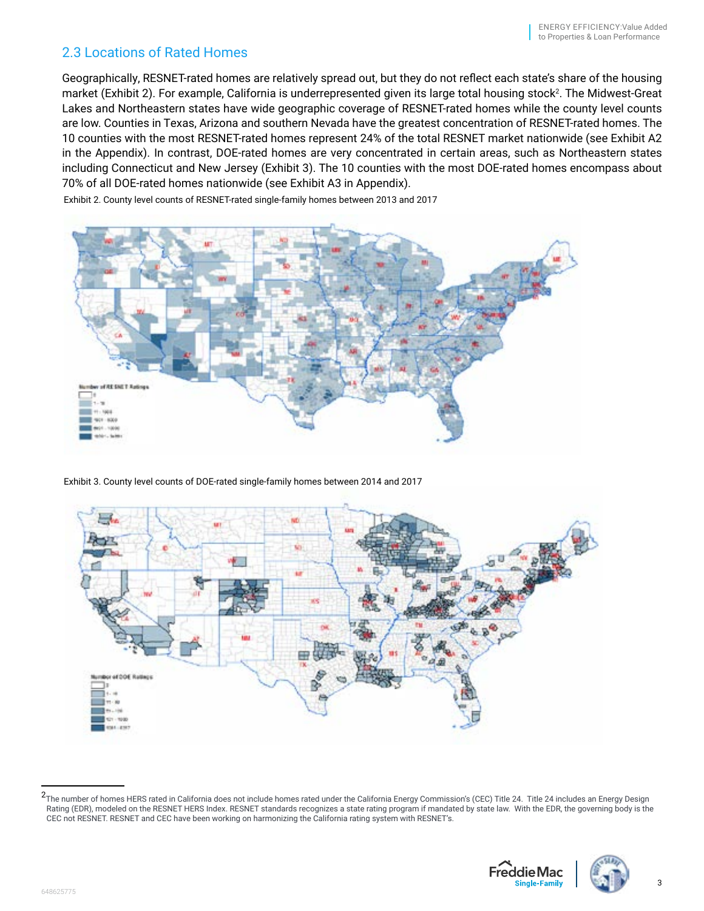## 2.3 Locations of Rated Homes

Geographically, RESNET-rated homes are relatively spread out, but they do not reflect each state's share of the housing market (Exhibit 2). For example, California is underrepresented given its large total housing stock[2]. The Midwest-Great Lakes and Northeastern states have wide geographic coverage of RESNET-rated homes while the county level counts are low. Counties in Texas, Arizona and southern Nevada have the greatest concentration of RESNET-rated homes. The 10 counties with the most RESNET-rated homes represent 24% of the total RESNET market nationwide (see Exhibit A2 in the Appendix). In contrast, DOE-rated homes are very concentrated in certain areas, such as Northeastern states including Connecticut and New Jersey (Exhibit 3). The 10 counties with the most DOE-rated homes encompass about 70% of all DOE-rated homes nationwide (see Exhibit A3 in Appendix).

Exhibit 2. County level counts of RESNET-rated single-family homes between 2013 and 2017

Exhibit 3. County level counts of DOE-rated single-family homes between 2014 and 2017

[2] The number of homes HERS rated in California does not include homes rated under the California Energy Commission's (CEC) Title 24. Title 24 includes an Energy Design Rating (EDR), modeled on the RESNET HERS Index. RESNET standards recognizes a state rating program if mandated by state law. With the EDR, the governing body is the CEC not RESNET. RESNET and CEC have been working on harmonizing the California rating system with RESNET's.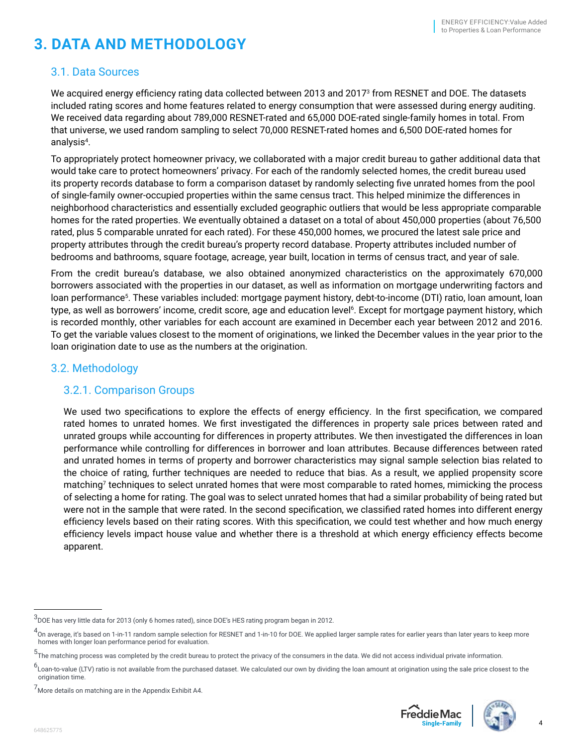# 3. DATA AND METHODOLOGY

## 3.1. Data Sources

We acquired energy efficiency rating data collected between 2013 and 2017[3] from RESNET and DOE. The datasets included rating scores and home features related to energy consumption that were assessed during energy auditing. We received data regarding about 789,000 RESNET-rated and 65,000 DOE-rated single-family homes in total. From that universe, we used random sampling to select 70,000 RESNET-rated homes and 6,500 DOE-rated homes for analysis[4].

To appropriately protect homeowner privacy, we collaborated with a major credit bureau to gather additional data that would take care to protect homeowners' privacy. For each of the randomly selected homes, the credit bureau used its property records database to form a comparison dataset by randomly selecting five unrated homes from the pool of single-family owner-occupied properties within the same census tract. This helped minimize the differences in neighborhood characteristics and essentially excluded geographic outliers that would be less appropriate comparable homes for the rated properties. We eventually obtained a dataset on a total of about 450,000 properties (about 76,500 rated, plus 5 comparable unrated for each rated). For these 450,000 homes, we procured the latest sale price and property attributes through the credit bureau's property record database. Property attributes included number of bedrooms and bathrooms, square footage, acreage, year built, location in terms of census tract, and year of sale.

From the credit bureau's database, we also obtained anonymized characteristics on the approximately 670,000 borrowers associated with the properties in our dataset, as well as information on mortgage underwriting factors and loan performance[5]. These variables included: mortgage payment history, debt-to-income (DTI) ratio, loan amount, loan type, as well as borrowers' income, credit score, age and education level[6]. Except for mortgage payment history, which is recorded monthly, other variables for each account are examined in December each year between 2012 and 2016. To get the variable values closest to the moment of originations, we linked the December values in the year prior to the loan origination date to use as the numbers at the origination.

## 3.2. Methodology

### 3.2.1. Comparison Groups

We used two specifications to explore the effects of energy efficiency. In the first specification, we compared rated homes to unrated homes. We first investigated the differences in property sale prices between rated and unrated groups while accounting for differences in property attributes. We then investigated the differences in loan performance while controlling for differences in borrower and loan attributes. Because differences between rated and unrated homes in terms of property and borrower characteristics may signal sample selection bias related to the choice of rating, further techniques are needed to reduce that bias. As a result, we applied propensity score matching[7] techniques to select unrated homes that were most comparable to rated homes, mimicking the process of selecting a home for rating. The goal was to select unrated homes that had a similar probability of being rated but were not in the sample that were rated. In the second specification, we classified rated homes into different energy efficiency levels based on their rating scores. With this specification, we could test whether and how much energy efficiency levels impact house value and whether there is a threshold at which energy efficiency effects become apparent.

---

[3] DOE has very little data for 2013 (only 6 homes rated), since DOE's HES rating program began in 2012.

[4] On average, it's based on 1-in-11 random sample selection for RESNET and 1-in-10 for DOE. We applied larger sample rates for earlier years than later years to keep more homes with longer loan performance period for evaluation.

[5] The matching process was completed by the credit bureau to protect the privacy of the consumers in the data. We did not access individual private information.

[6] Loan-to-value (LTV) ratio is not available from the purchased dataset. We calculated our own by dividing the loan amount at origination using the sale price closest to the origination time.

[7] More details on matching are in the Appendix Exhibit A4.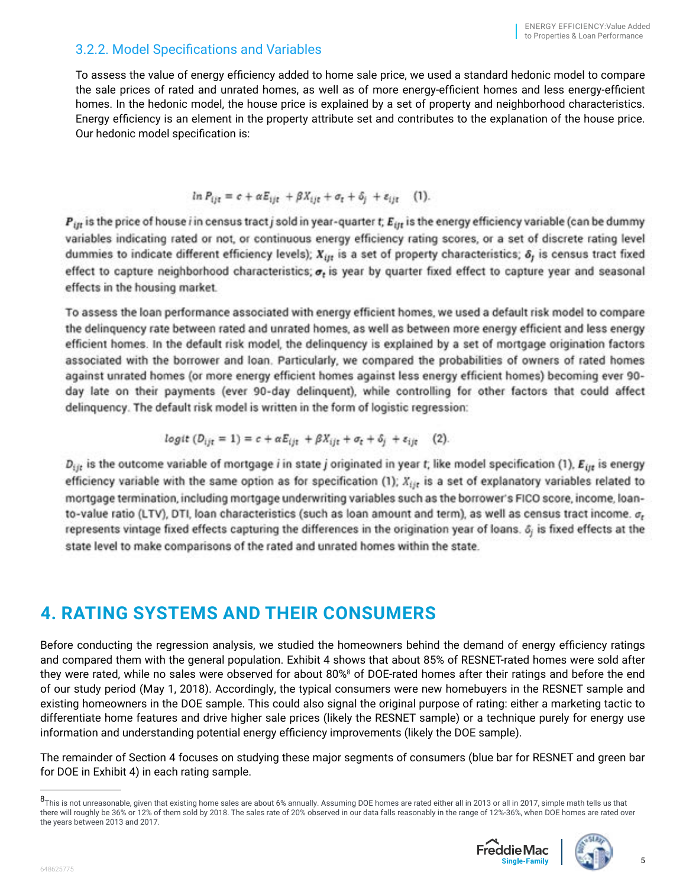### 3.2.2. Model Specifications and Variables

To assess the value of energy efficiency added to home sale price, we used a standard hedonic model to compare the sale prices of rated and unrated homes, as well as of more energy-efficient homes and less energy-efficient homes. In the hedonic model, the house price is explained by a set of property and neighborhood characteristics. Energy efficiency is an element in the property attribute set and contributes to the explanation of the house price. Our hedonic model specification is:

$$\ln P_{ijt} = c + \alpha E_{ijt} + \beta X_{ijt} + \sigma_t + \delta_j + \varepsilon_{ijt} \quad (1).$$

$\boldsymbol{P_{ijt}}$ is the price of house *i* in census tract *j* sold in year-quarter *t*; $\boldsymbol{E_{ijt}}$ is the energy efficiency variable (can be dummy variables indicating rated or not, or continuous energy efficiency rating scores, or a set of discrete rating level dummies to indicate different efficiency levels); $\boldsymbol{X_{ijt}}$ is a set of property characteristics; $\boldsymbol{\delta_j}$ is census tract fixed effect to capture neighborhood characteristics; $\boldsymbol{\sigma_t}$ is year by quarter fixed effect to capture year and seasonal effects in the housing market.

To assess the loan performance associated with energy efficient homes, we used a default risk model to compare the delinquency rate between rated and unrated homes, as well as between more energy efficient and less energy efficient homes. In the default risk model, the delinquency is explained by a set of mortgage origination factors associated with the borrower and loan. Particularly, we compared the probabilities of owners of rated homes against unrated homes (or more energy efficient homes against less energy efficient homes) becoming ever 90-day late on their payments (ever 90-day delinquent), while controlling for other factors that could affect delinquency. The default risk model is written in the form of logistic regression:

$$logit\,(D_{ijt} = 1) = c + \alpha E_{ijt} + \beta X_{ijt} + \sigma_t + \delta_j + \varepsilon_{ijt} \quad (2).$$

$D_{ijt}$ is the outcome variable of mortgage *i* in state *j* originated in year *t*; like model specification (1), $\boldsymbol{E_{ijt}}$ is energy efficiency variable with the same option as for specification (1); $X_{ijt}$ is a set of explanatory variables related to mortgage termination, including mortgage underwriting variables such as the borrower's FICO score, income, loan-to-value ratio (LTV), DTI, loan characteristics (such as loan amount and term), as well as census tract income. $\sigma_t$ represents vintage fixed effects capturing the differences in the origination year of loans. $\delta_j$ is fixed effects at the state level to make comparisons of the rated and unrated homes within the state.

# 4. RATING SYSTEMS AND THEIR CONSUMERS

Before conducting the regression analysis, we studied the homeowners behind the demand of energy efficiency ratings and compared them with the general population. Exhibit 4 shows that about 85% of RESNET-rated homes were sold after they were rated, while no sales were observed for about 80%[8] of DOE-rated homes after their ratings and before the end of our study period (May 1, 2018). Accordingly, the typical consumers were new homebuyers in the RESNET sample and existing homeowners in the DOE sample. This could also signal the original purpose of rating: either a marketing tactic to differentiate home features and drive higher sale prices (likely the RESNET sample) or a technique purely for energy use information and understanding potential energy efficiency improvements (likely the DOE sample).

The remainder of Section 4 focuses on studying these major segments of consumers (blue bar for RESNET and green bar for DOE in Exhibit 4) in each rating sample.

---

[8] This is not unreasonable, given that existing home sales are about 6% annually. Assuming DOE homes are rated either all in 2013 or all in 2017, simple math tells us that there will roughly be 36% or 12% of them sold by 2018. The sales rate of 20% observed in our data falls reasonably in the range of 12%-36%, when DOE homes are rated over the years between 2013 and 2017.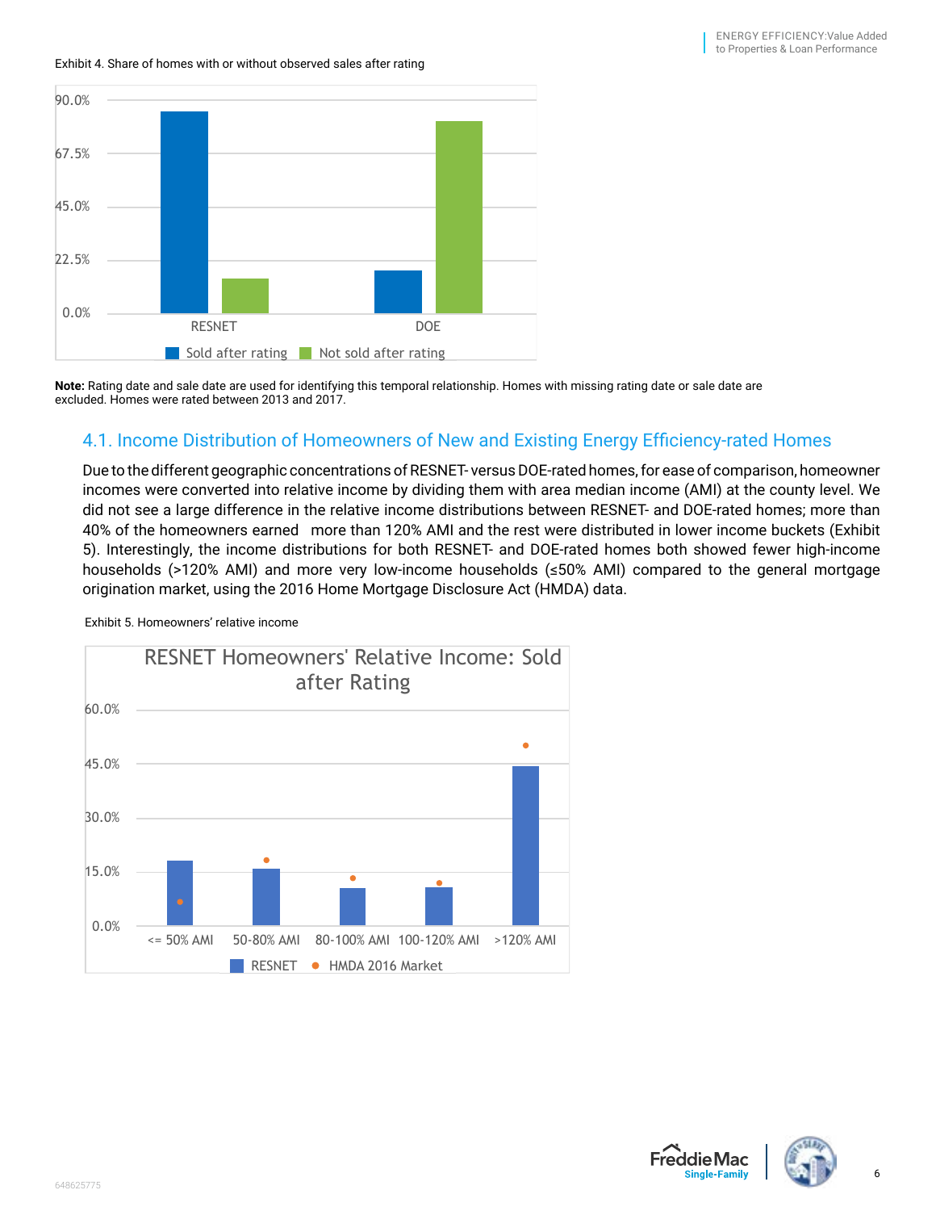Exhibit 4. Share of homes with or without observed sales after rating

**Note:** Rating date and sale date are used for identifying this temporal relationship. Homes with missing rating date or sale date are excluded. Homes were rated between 2013 and 2017.

## 4.1. Income Distribution of Homeowners of New and Existing Energy Efficiency-rated Homes

Due to the different geographic concentrations of RESNET- versus DOE-rated homes, for ease of comparison, homeowner incomes were converted into relative income by dividing them with area median income (AMI) at the county level. We did not see a large difference in the relative income distributions between RESNET- and DOE-rated homes; more than 40% of the homeowners earned more than 120% AMI and the rest were distributed in lower income buckets (Exhibit 5). Interestingly, the income distributions for both RESNET- and DOE-rated homes both showed fewer high-income households (>120% AMI) and more very low-income households (≤50% AMI) compared to the general mortgage origination market, using the 2016 Home Mortgage Disclosure Act (HMDA) data.

Exhibit 5. Homeowners' relative income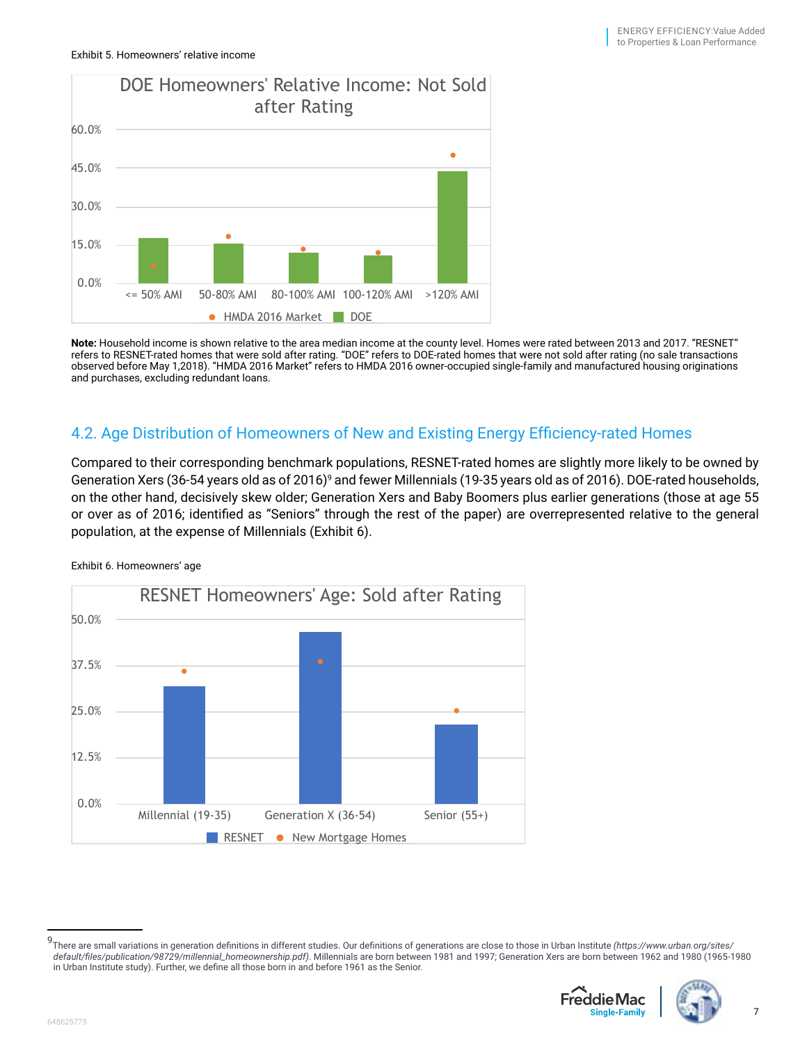Exhibit 5. Homeowners' relative income

Note: Household income is shown relative to the area median income at the county level. Homes were rated between 2013 and 2017. "RESNET" refers to RESNET-rated homes that were sold after rating. "DOE" refers to DOE-rated homes that were not sold after rating (no sale transactions observed before May 1,2018). "HMDA 2016 Market" refers to HMDA 2016 owner-occupied single-family and manufactured housing originations and purchases, excluding redundant loans.

## 4.2. Age Distribution of Homeowners of New and Existing Energy Efficiency-rated Homes

Compared to their corresponding benchmark populations, RESNET-rated homes are slightly more likely to be owned by Generation Xers (36-54 years old as of 2016)[9] and fewer Millennials (19-35 years old as of 2016). DOE-rated households, on the other hand, decisively skew older; Generation Xers and Baby Boomers plus earlier generations (those at age 55 or over as of 2016; identified as "Seniors" through the rest of the paper) are overrepresented relative to the general population, at the expense of Millennials (Exhibit 6).

Exhibit 6. Homeowners' age

[9] There are small variations in generation definitions in different studies. Our definitions of generations are close to those in Urban Institute *(https://www.urban.org/sites/default/files/publication/98729/millennial_homeownership.pdf)*. Millennials are born between 1981 and 1997; Generation Xers are born between 1962 and 1980 (1965-1980 in Urban Institute study). Further, we define all those born in and before 1961 as the Senior.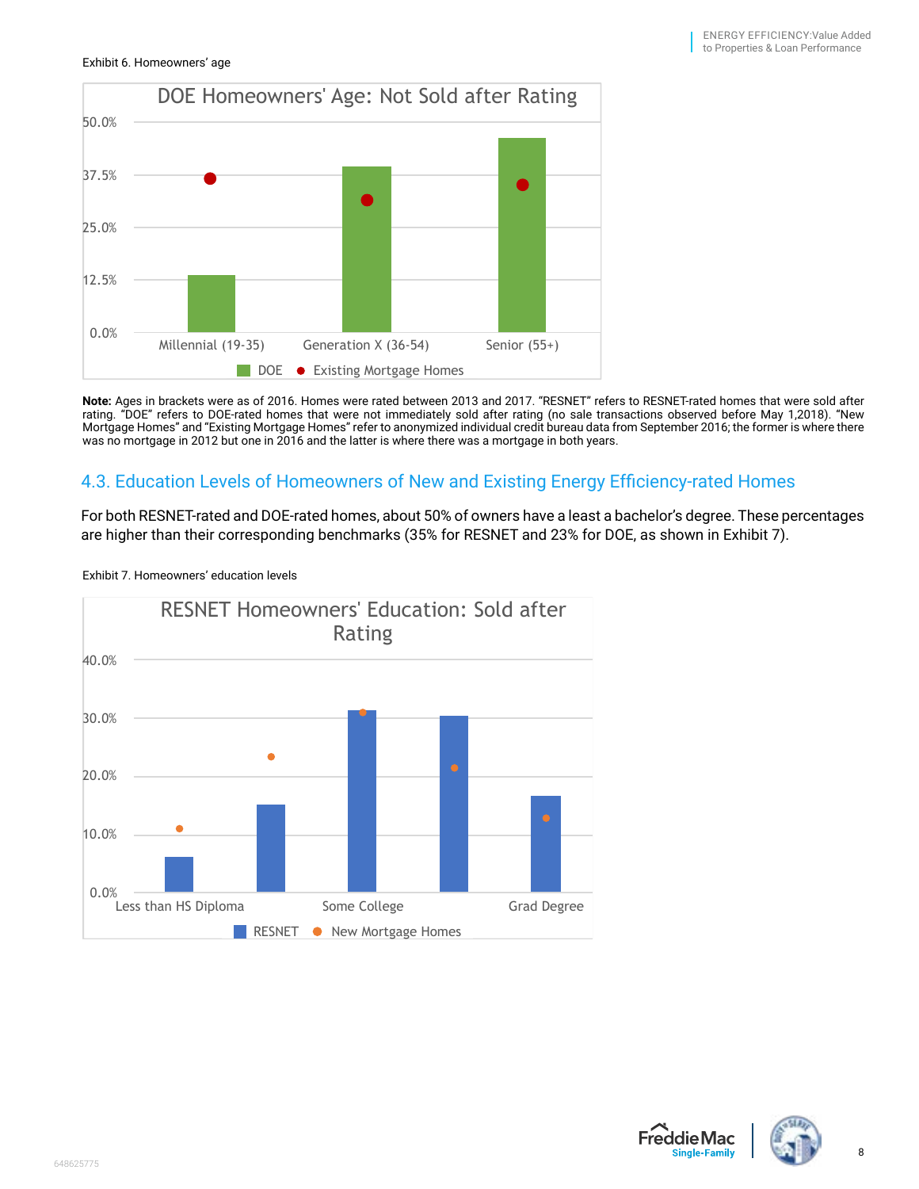Exhibit 6. Homeowners' age

DOE Homeowners' Age: Not Sold after Rating

**Note:** Ages in brackets were as of 2016. Homes were rated between 2013 and 2017. "RESNET" refers to RESNET-rated homes that were sold after rating. "DOE" refers to DOE-rated homes that were not immediately sold after rating (no sale transactions observed before May 1,2018). "New Mortgage Homes" and "Existing Mortgage Homes" refer to anonymized individual credit bureau data from September 2016; the former is where there was no mortgage in 2012 but one in 2016 and the latter is where there was a mortgage in both years.

## 4.3. Education Levels of Homeowners of New and Existing Energy Efficiency-rated Homes

For both RESNET-rated and DOE-rated homes, about 50% of owners have a least a bachelor's degree. These percentages are higher than their corresponding benchmarks (35% for RESNET and 23% for DOE, as shown in Exhibit 7).

Exhibit 7. Homeowners' education levels

RESNET Homeowners' Education: Sold after Rating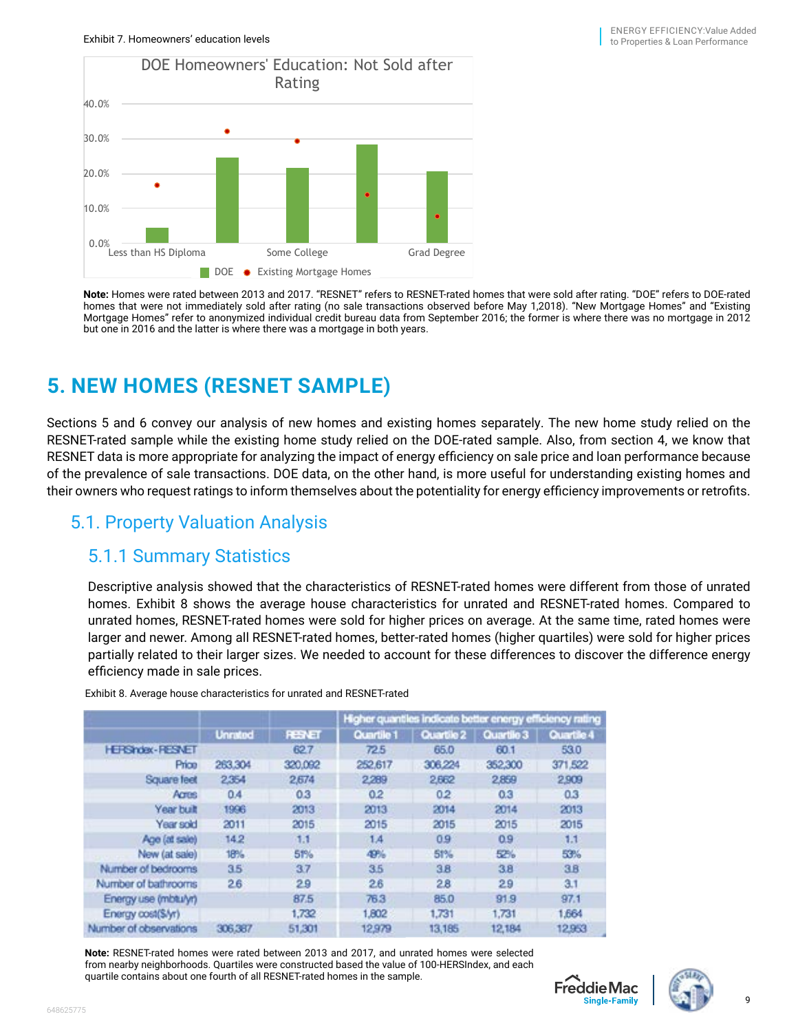Exhibit 7. Homeowners' education levels

Note: Homes were rated between 2013 and 2017. "RESNET" refers to RESNET-rated homes that were sold after rating. "DOE" refers to DOE-rated homes that were not immediately sold after rating (no sale transactions observed before May 1,2018). "New Mortgage Homes" and "Existing Mortgage Homes" refer to anonymized individual credit bureau data from September 2016; the former is where there was no mortgage in 2012 but one in 2016 and the latter is where there was a mortgage in both years.

# 5. NEW HOMES (RESNET SAMPLE)

Sections 5 and 6 convey our analysis of new homes and existing homes separately. The new home study relied on the RESNET-rated sample while the existing home study relied on the DOE-rated sample. Also, from section 4, we know that RESNET data is more appropriate for analyzing the impact of energy efficiency on sale price and loan performance because of the prevalence of sale transactions. DOE data, on the other hand, is more useful for understanding existing homes and their owners who request ratings to inform themselves about the potentiality for energy efficiency improvements or retrofits.

## 5.1. Property Valuation Analysis

### 5.1.1 Summary Statistics

Descriptive analysis showed that the characteristics of RESNET-rated homes were different from those of unrated homes. Exhibit 8 shows the average house characteristics for unrated and RESNET-rated homes. Compared to unrated homes, RESNET-rated homes were sold for higher prices on average. At the same time, rated homes were larger and newer. Among all RESNET-rated homes, better-rated homes (higher quartiles) were sold for higher prices partially related to their larger sizes. We needed to account for these differences to discover the difference energy efficiency made in sale prices.

Exhibit 8. Average house characteristics for unrated and RESNET-rated

| | | | Higher quantiles indicate better energy efficiency rating | | | |
|---|---|---|---|---|---|---|
| | Unrated | RESNET | Quartile 1 | Quartile 2 | Quartile 3 | Quartile 4 |
| HERSIndex - RESNET | | 62.7 | 72.5 | 65.0 | 60.1 | 53.0 |
| Price | 263,304 | 320,092 | 252,617 | 306,224 | 352,300 | 371,522 |
| Square feet | 2,354 | 2,674 | 2,289 | 2,662 | 2,859 | 2,909 |
| Acres | 0.4 | 0.3 | 0.2 | 0.2 | 0.3 | 0.3 |
| Year built | 1996 | 2013 | 2013 | 2014 | 2014 | 2013 |
| Year sold | 2011 | 2015 | 2015 | 2015 | 2015 | 2015 |
| Age (at sale) | 14.2 | 1.1 | 1.4 | 0.9 | 0.9 | 1.1 |
| New (at sale) | 18% | 51% | 49% | 51% | 52% | 53% |
| Number of bedrooms | 3.5 | 3.7 | 3.5 | 3.8 | 3.8 | 3.8 |
| Number of bathrooms | 2.6 | 2.9 | 2.6 | 2.8 | 2.9 | 3.1 |
| Energy use (mbtu/yr) | | 87.5 | 76.3 | 85.0 | 91.9 | 97.1 |
| Energy cost($/yr) | | 1,732 | 1,802 | 1,731 | 1,731 | 1,664 |
| Number of observations | 306,387 | 51,301 | 12,979 | 13,185 | 12,184 | 12,953 |

Note: RESNET-rated homes were rated between 2013 and 2017, and unrated homes were selected from nearby neighborhoods. Quartiles were constructed based the value of 100-HERSIndex, and each quartile contains about one fourth of all RESNET-rated homes in the sample.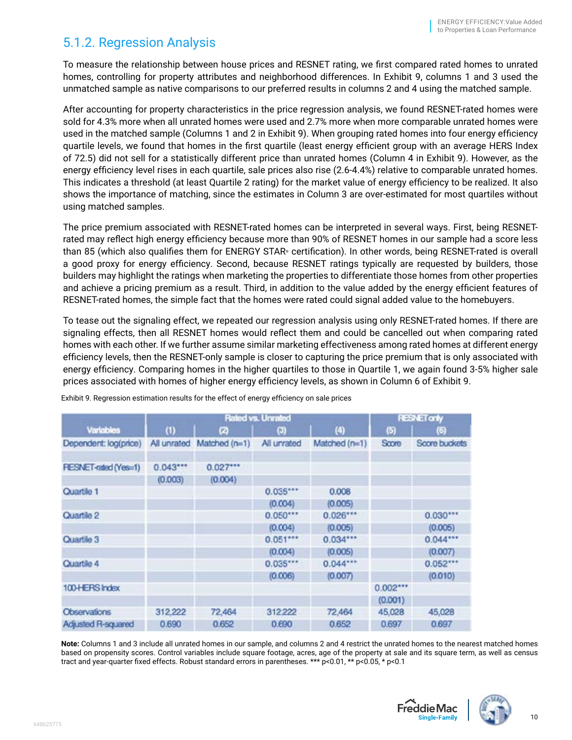## 5.1.2. Regression Analysis

To measure the relationship between house prices and RESNET rating, we first compared rated homes to unrated homes, controlling for property attributes and neighborhood differences. In Exhibit 9, columns 1 and 3 used the unmatched sample as native comparisons to our preferred results in columns 2 and 4 using the matched sample.

After accounting for property characteristics in the price regression analysis, we found RESNET-rated homes were sold for 4.3% more when all unrated homes were used and 2.7% more when more comparable unrated homes were used in the matched sample (Columns 1 and 2 in Exhibit 9). When grouping rated homes into four energy efficiency quartile levels, we found that homes in the first quartile (least energy efficient group with an average HERS Index of 72.5) did not sell for a statistically different price than unrated homes (Column 4 in Exhibit 9). However, as the energy efficiency level rises in each quartile, sale prices also rise (2.6-4.4%) relative to comparable unrated homes. This indicates a threshold (at least Quartile 2 rating) for the market value of energy efficiency to be realized. It also shows the importance of matching, since the estimates in Column 3 are over-estimated for most quartiles without using matched samples.

The price premium associated with RESNET-rated homes can be interpreted in several ways. First, being RESNET-rated may reflect high energy efficiency because more than 90% of RESNET homes in our sample had a score less than 85 (which also qualifies them for ENERGY STAR® certification). In other words, being RESNET-rated is overall a good proxy for energy efficiency. Second, because RESNET ratings typically are requested by builders, those builders may highlight the ratings when marketing the properties to differentiate those homes from other properties and achieve a pricing premium as a result. Third, in addition to the value added by the energy efficient features of RESNET-rated homes, the simple fact that the homes were rated could signal added value to the homebuyers.

To tease out the signaling effect, we repeated our regression analysis using only RESNET-rated homes. If there are signaling effects, then all RESNET homes would reflect them and could be cancelled out when comparing rated homes with each other. If we further assume similar marketing effectiveness among rated homes at different energy efficiency levels, then the RESNET-only sample is closer to capturing the price premium that is only associated with energy efficiency. Comparing homes in the higher quartiles to those in Quartile 1, we again found 3-5% higher sale prices associated with homes of higher energy efficiency levels, as shown in Column 6 of Exhibit 9.

Exhibit 9. Regression estimation results for the effect of energy efficiency on sale prices

| | Rated vs. Unrated | | | | RESNET only | |
|---|---|---|---|---|---|---|
| Variables | (1) | (2) | (3) | (4) | (5) | (6) |
| Dependent: log(price) | All unrated | Matched (n=1) | All unrated | Matched (n=1) | Score | Score buckets |
| RESNET-rated (Yes=1) | 0.043*** | 0.027*** | | | | |
| | (0.003) | (0.004) | | | | |
| Quartile 1 | | | 0.035*** | 0.008 | | |
| | | | (0.004) | (0.005) | | |
| Quartile 2 | | | 0.050*** | 0.026*** | | 0.030*** |
| | | | (0.004) | (0.005) | | (0.005) |
| Quartile 3 | | | 0.051*** | 0.034*** | | 0.044*** |
| | | | (0.004) | (0.005) | | (0.007) |
| Quartile 4 | | | 0.035*** | 0.044*** | | 0.052*** |
| | | | (0.006) | (0.007) | | (0.010) |
| 100-HERS Index | | | | | 0.002*** | |
| | | | | | (0.001) | |
| Observations | 312,222 | 72,464 | 312,222 | 72,464 | 45,028 | 45,028 |
| Adjusted R-squared | 0.690 | 0.652 | 0.690 | 0.652 | 0.697 | 0.697 |

**Note:** Columns 1 and 3 include all unrated homes in our sample, and columns 2 and 4 restrict the unrated homes to the nearest matched homes based on propensity scores. Control variables include square footage, acres, age of the property at sale and its square term, as well as census tract and year-quarter fixed effects. Robust standard errors in parentheses. *** p<0.01, ** p<0.05, * p<0.1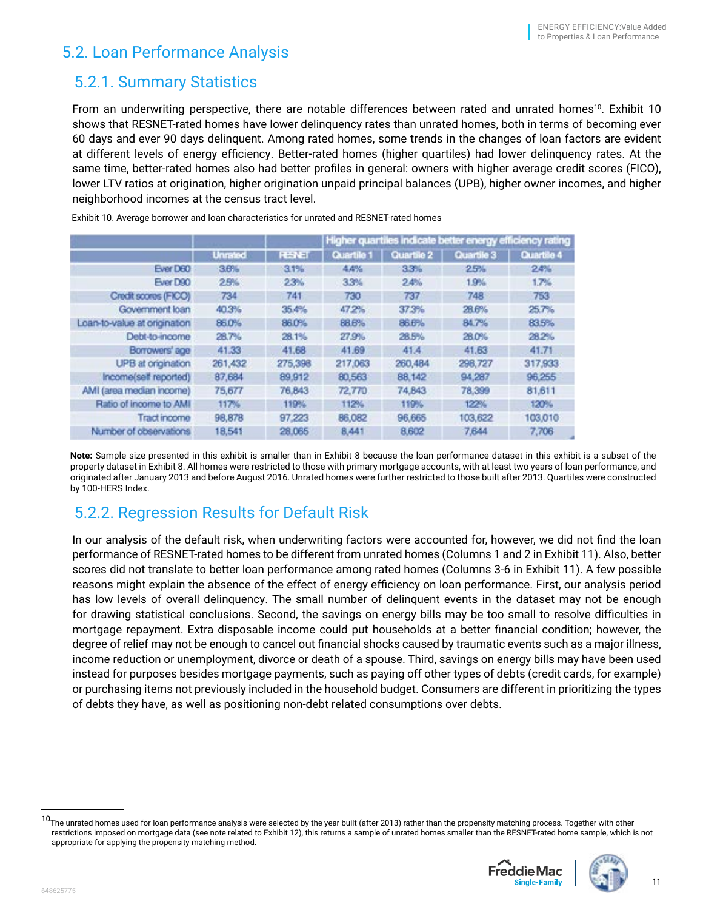## 5.2. Loan Performance Analysis

### 5.2.1. Summary Statistics

From an underwriting perspective, there are notable differences between rated and unrated homes[10]. Exhibit 10 shows that RESNET-rated homes have lower delinquency rates than unrated homes, both in terms of becoming ever 60 days and ever 90 days delinquent. Among rated homes, some trends in the changes of loan factors are evident at different levels of energy efficiency. Better-rated homes (higher quartiles) had lower delinquency rates. At the same time, better-rated homes also had better profiles in general: owners with higher average credit scores (FICO), lower LTV ratios at origination, higher origination unpaid principal balances (UPB), higher owner incomes, and higher neighborhood incomes at the census tract level.

Exhibit 10. Average borrower and loan characteristics for unrated and RESNET-rated homes

| | | | Higher quartiles indicate better energy efficiency rating | | | |
|---|---|---|---|---|---|---|
| | Unrated | RESNET | Quartile 1 | Quartile 2 | Quartile 3 | Quartile 4 |
| Ever D60 | 3.6% | 3.1% | 4.4% | 3.3% | 2.5% | 2.4% |
| Ever D90 | 2.5% | 2.3% | 3.3% | 2.4% | 1.9% | 1.7% |
| Credit scores (FICO) | 734 | 741 | 730 | 737 | 748 | 753 |
| Government loan | 40.3% | 35.4% | 47.2% | 37.3% | 28.6% | 25.7% |
| Loan-to-value at origination | 86.0% | 86.0% | 88.6% | 86.6% | 84.7% | 83.5% |
| Debt-to-income | 28.7% | 28.1% | 27.9% | 28.5% | 28.0% | 28.2% |
| Borrowers' age | 41.33 | 41.68 | 41.69 | 41.4 | 41.63 | 41.71 |
| UPB at origination | 261,432 | 275,398 | 217,063 | 260,484 | 298,727 | 317,933 |
| Income(self reported) | 87,684 | 89,912 | 80,563 | 88,142 | 94,287 | 96,255 |
| AMI (area median income) | 75,677 | 76,843 | 72,770 | 74,843 | 78,399 | 81,611 |
| Ratio of income to AMI | 117% | 119% | 112% | 119% | 122% | 120% |
| Tract income | 98,878 | 97,223 | 86,082 | 96,665 | 103,622 | 103,010 |
| Number of observations | 18,541 | 28,065 | 8,441 | 8,602 | 7,644 | 7,706 |

**Note:** Sample size presented in this exhibit is smaller than in Exhibit 8 because the loan performance dataset in this exhibit is a subset of the property dataset in Exhibit 8. All homes were restricted to those with primary mortgage accounts, with at least two years of loan performance, and originated after January 2013 and before August 2016. Unrated homes were further restricted to those built after 2013. Quartiles were constructed by 100-HERS Index.

### 5.2.2. Regression Results for Default Risk

In our analysis of the default risk, when underwriting factors were accounted for, however, we did not find the loan performance of RESNET-rated homes to be different from unrated homes (Columns 1 and 2 in Exhibit 11). Also, better scores did not translate to better loan performance among rated homes (Columns 3-6 in Exhibit 11). A few possible reasons might explain the absence of the effect of energy efficiency on loan performance. First, our analysis period has low levels of overall delinquency. The small number of delinquent events in the dataset may not be enough for drawing statistical conclusions. Second, the savings on energy bills may be too small to resolve difficulties in mortgage repayment. Extra disposable income could put households at a better financial condition; however, the degree of relief may not be enough to cancel out financial shocks caused by traumatic events such as a major illness, income reduction or unemployment, divorce or death of a spouse. Third, savings on energy bills may have been used instead for purposes besides mortgage payments, such as paying off other types of debts (credit cards, for example) or purchasing items not previously included in the household budget. Consumers are different in prioritizing the types of debts they have, as well as positioning non-debt related consumptions over debts.

[10] The unrated homes used for loan performance analysis were selected by the year built (after 2013) rather than the propensity matching process. Together with other restrictions imposed on mortgage data (see note related to Exhibit 12), this returns a sample of unrated homes smaller than the RESNET-rated home sample, which is not appropriate for applying the propensity matching method.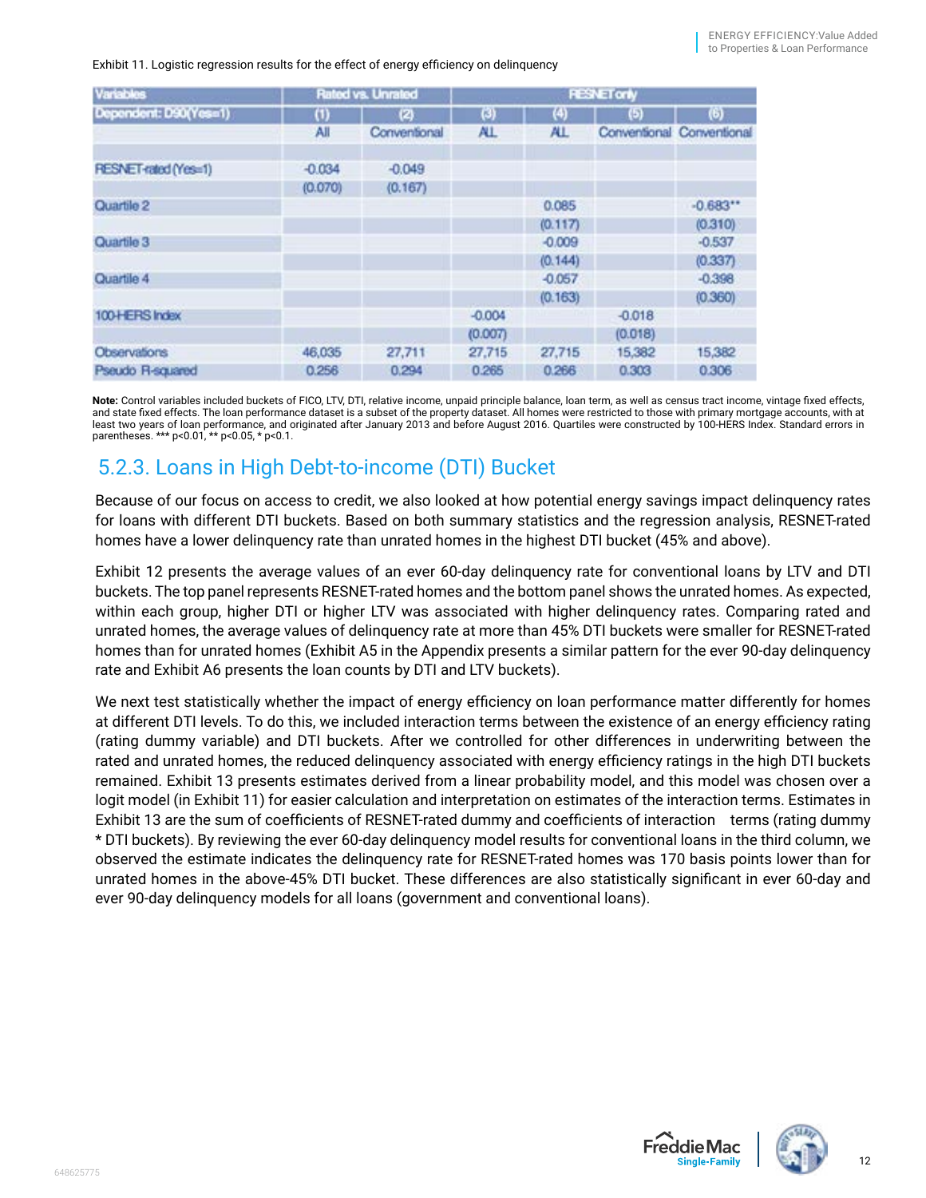Exhibit 11. Logistic regression results for the effect of energy efficiency on delinquency

| Variables | Rated vs. Unrated | | RESNET only | | | |
|---|---|---|---|---|---|---|
| Dependent: D90(Yes=1) | (1) | (2) | (3) | (4) | (5) | (6) |
| | All | Conventional | ALL | ALL | Conventional | Conventional |
| | | | | | | |
| RESNET-rated (Yes=1) | -0.034 | -0.049 | | | | |
| | (0.070) | (0.167) | | | | |
| Quartile 2 | | | | 0.085 | | -0.683** |
| | | | | (0.117) | | (0.310) |
| Quartile 3 | | | | -0.009 | | -0.537 |
| | | | | (0.144) | | (0.337) |
| Quartile 4 | | | | -0.057 | | -0.398 |
| | | | | (0.163) | | (0.360) |
| 100-HERS Index | | | -0.004 | | -0.018 | |
| | | | (0.007) | | (0.018) | |
| Observations | 46,035 | 27,711 | 27,715 | 27,715 | 15,382 | 15,382 |
| Pseudo R-squared | 0.256 | 0.294 | 0.265 | 0.266 | 0.303 | 0.306 |

**Note:** Control variables included buckets of FICO, LTV, DTI, relative income, unpaid principle balance, loan term, as well as census tract income, vintage fixed effects, and state fixed effects. The loan performance dataset is a subset of the property dataset. All homes were restricted to those with primary mortgage accounts, with at least two years of loan performance, and originated after January 2013 and before August 2016. Quartiles were constructed by 100-HERS Index. Standard errors in parentheses. *** p<0.01, ** p<0.05, * p<0.1.

### 5.2.3. Loans in High Debt-to-income (DTI) Bucket

Because of our focus on access to credit, we also looked at how potential energy savings impact delinquency rates for loans with different DTI buckets. Based on both summary statistics and the regression analysis, RESNET-rated homes have a lower delinquency rate than unrated homes in the highest DTI bucket (45% and above).

Exhibit 12 presents the average values of an ever 60-day delinquency rate for conventional loans by LTV and DTI buckets. The top panel represents RESNET-rated homes and the bottom panel shows the unrated homes. As expected, within each group, higher DTI or higher LTV was associated with higher delinquency rates. Comparing rated and unrated homes, the average values of delinquency rate at more than 45% DTI buckets were smaller for RESNET-rated homes than for unrated homes (Exhibit A5 in the Appendix presents a similar pattern for the ever 90-day delinquency rate and Exhibit A6 presents the loan counts by DTI and LTV buckets).

We next test statistically whether the impact of energy efficiency on loan performance matter differently for homes at different DTI levels. To do this, we included interaction terms between the existence of an energy efficiency rating (rating dummy variable) and DTI buckets. After we controlled for other differences in underwriting between the rated and unrated homes, the reduced delinquency associated with energy efficiency ratings in the high DTI buckets remained. Exhibit 13 presents estimates derived from a linear probability model, and this model was chosen over a logit model (in Exhibit 11) for easier calculation and interpretation on estimates of the interaction terms. Estimates in Exhibit 13 are the sum of coefficients of RESNET-rated dummy and coefficients of interaction terms (rating dummy * DTI buckets). By reviewing the ever 60-day delinquency model results for conventional loans in the third column, we observed the estimate indicates the delinquency rate for RESNET-rated homes was 170 basis points lower than for unrated homes in the above-45% DTI bucket. These differences are also statistically significant in ever 60-day and ever 90-day delinquency models for all loans (government and conventional loans).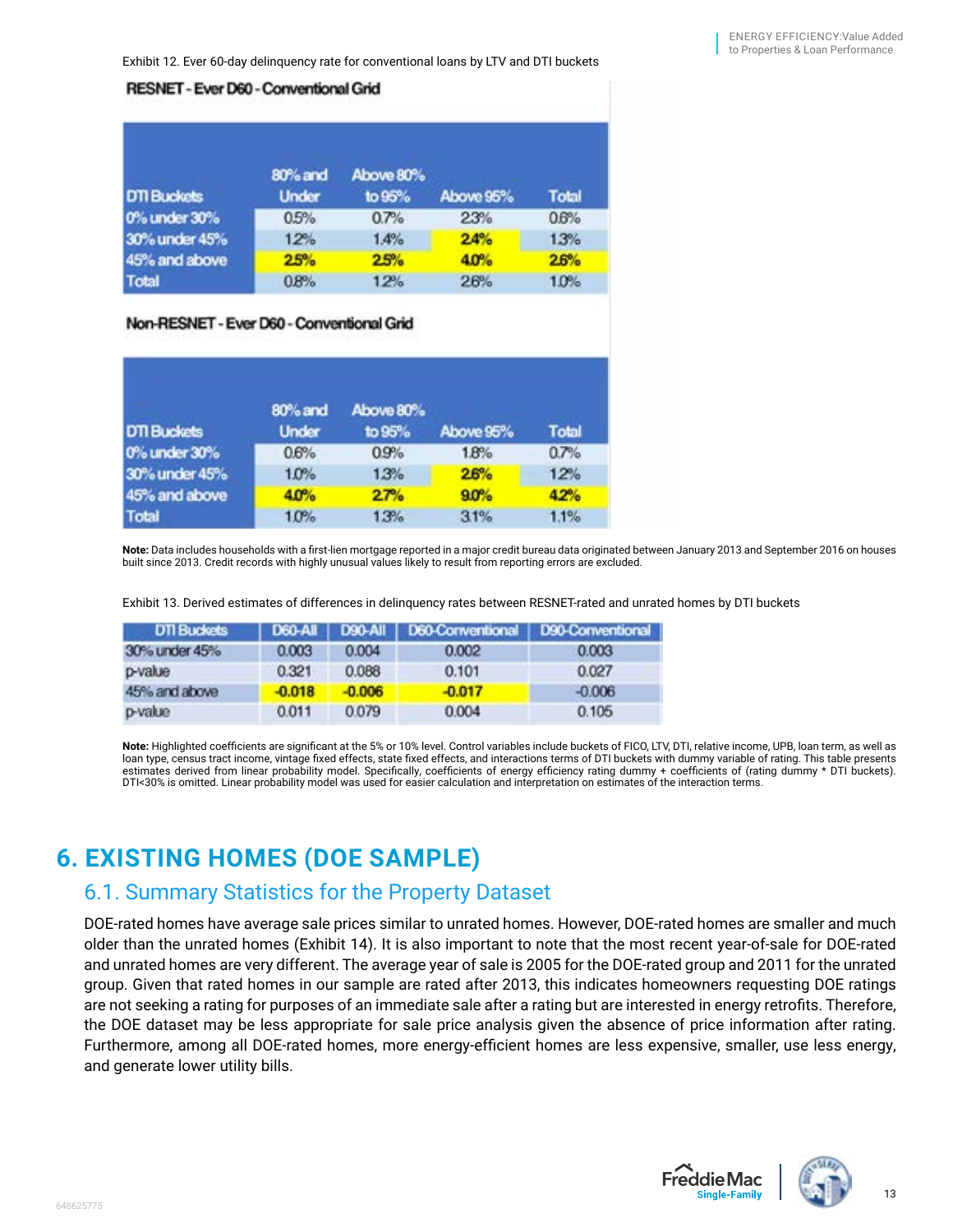Exhibit 12. Ever 60-day delinquency rate for conventional loans by LTV and DTI buckets

**RESNET - Ever D60 - Conventional Grid**

| DTI Buckets | 80% and Under | Above 80% to 95% | Above 95% | Total |
|---|---|---|---|---|
| 0% under 30% | 0.5% | 0.7% | 2.3% | 0.6% |
| 30% under 45% | 1.2% | 1.4% | 2.4% | 1.3% |
| 45% and above | 2.5% | 2.5% | 4.0% | 2.6% |
| Total | 0.8% | 1.2% | 2.6% | 1.0% |

**Non-RESNET - Ever D60 - Conventional Grid**

| DTI Buckets | 80% and Under | Above 80% to 95% | Above 95% | Total |
|---|---|---|---|---|
| 0% under 30% | 0.6% | 0.9% | 1.8% | 0.7% |
| 30% under 45% | 1.0% | 1.3% | 2.6% | 1.2% |
| 45% and above | 4.0% | 2.7% | 9.0% | 4.2% |
| Total | 1.0% | 1.3% | 3.1% | 1.1% |

**Note:** Data includes households with a first-lien mortgage reported in a major credit bureau data originated between January 2013 and September 2016 on houses built since 2013. Credit records with highly unusual values likely to result from reporting errors are excluded.

Exhibit 13. Derived estimates of differences in delinquency rates between RESNET-rated and unrated homes by DTI buckets

| DTI Buckets | D60-All | D90-All | D60-Conventional | D90-Conventional |
|---|---|---|---|---|
| 30% under 45% | 0.003 | 0.004 | 0.002 | 0.003 |
| p-value | 0.321 | 0.088 | 0.101 | 0.027 |
| 45% and above | -0.018 | -0.006 | -0.017 | -0.006 |
| p-value | 0.011 | 0.079 | 0.004 | 0.105 |

**Note:** Highlighted coefficients are significant at the 5% or 10% level. Control variables include buckets of FICO, LTV, DTI, relative income, UPB, loan term, as well as loan type, census tract income, vintage fixed effects, state fixed effects, and interactions terms of DTI buckets with dummy variable of rating. This table presents estimates derived from linear probability model. Specifically, coefficients of energy efficiency rating dummy + coefficients of (rating dummy * DTI buckets). DTI<30% is omitted. Linear probability model was used for easier calculation and interpretation on estimates of the interaction terms.

# 6. EXISTING HOMES (DOE SAMPLE)

## 6.1. Summary Statistics for the Property Dataset

DOE-rated homes have average sale prices similar to unrated homes. However, DOE-rated homes are smaller and much older than the unrated homes (Exhibit 14). It is also important to note that the most recent year-of-sale for DOE-rated and unrated homes are very different. The average year of sale is 2005 for the DOE-rated group and 2011 for the unrated group. Given that rated homes in our sample are rated after 2013, this indicates homeowners requesting DOE ratings are not seeking a rating for purposes of an immediate sale after a rating but are interested in energy retrofits. Therefore, the DOE dataset may be less appropriate for sale price analysis given the absence of price information after rating. Furthermore, among all DOE-rated homes, more energy-efficient homes are less expensive, smaller, use less energy, and generate lower utility bills.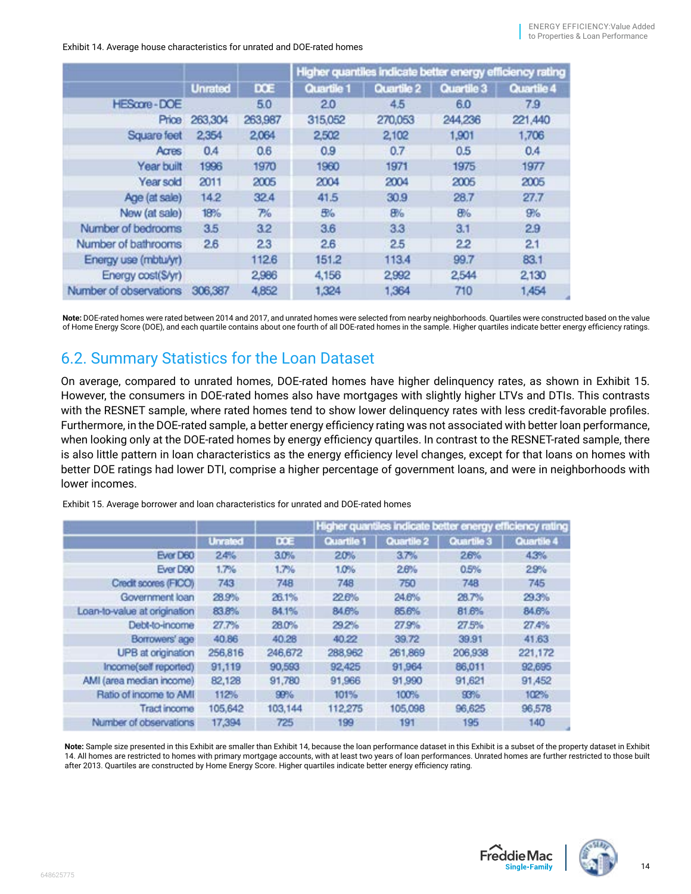Exhibit 14. Average house characteristics for unrated and DOE-rated homes

| | Unrated | DOE | Higher quantiles indicate better energy efficiency rating | | | |
|---|---|---|---|---|---|---|
| | | | Quartile 1 | Quartile 2 | Quartile 3 | Quartile 4 |
| HEScore - DOE | | 5.0 | 2.0 | 4.5 | 6.0 | 7.9 |
| Price | 263,304 | 263,987 | 315,052 | 270,053 | 244,236 | 221,440 |
| Square feet | 2,354 | 2,064 | 2,502 | 2,102 | 1,901 | 1,706 |
| Acres | 0.4 | 0.6 | 0.9 | 0.7 | 0.5 | 0.4 |
| Year built | 1996 | 1970 | 1960 | 1971 | 1975 | 1977 |
| Year sold | 2011 | 2005 | 2004 | 2004 | 2005 | 2005 |
| Age (at sale) | 14.2 | 32.4 | 41.5 | 30.9 | 28.7 | 27.7 |
| New (at sale) | 18% | 7% | 5% | 8% | 8% | 9% |
| Number of bedrooms | 3.5 | 3.2 | 3.6 | 3.3 | 3.1 | 2.9 |
| Number of bathrooms | 2.6 | 2.3 | 2.6 | 2.5 | 2.2 | 2.1 |
| Energy use (mbtu/yr) | | 112.6 | 151.2 | 113.4 | 99.7 | 83.1 |
| Energy cost($/yr) | | 2,986 | 4,156 | 2,992 | 2,544 | 2,130 |
| Number of observations | 306,387 | 4,852 | 1,324 | 1,364 | 710 | 1,454 |

**Note:** DOE-rated homes were rated between 2014 and 2017, and unrated homes were selected from nearby neighborhoods. Quartiles were constructed based on the value of Home Energy Score (DOE), and each quartile contains about one fourth of all DOE-rated homes in the sample. Higher quartiles indicate better energy efficiency ratings.

## 6.2. Summary Statistics for the Loan Dataset

On average, compared to unrated homes, DOE-rated homes have higher delinquency rates, as shown in Exhibit 15. However, the consumers in DOE-rated homes also have mortgages with slightly higher LTVs and DTIs. This contrasts with the RESNET sample, where rated homes tend to show lower delinquency rates with less credit-favorable profiles. Furthermore, in the DOE-rated sample, a better energy efficiency rating was not associated with better loan performance, when looking only at the DOE-rated homes by energy efficiency quartiles. In contrast to the RESNET-rated sample, there is also little pattern in loan characteristics as the energy efficiency level changes, except for that loans on homes with better DOE ratings had lower DTI, comprise a higher percentage of government loans, and were in neighborhoods with lower incomes.

Exhibit 15. Average borrower and loan characteristics for unrated and DOE-rated homes

| | Unrated | DOE | Higher quantiles indicate better energy efficiency rating | | | |
|---|---|---|---|---|---|---|
| | | | Quartile 1 | Quartile 2 | Quartile 3 | Quartile 4 |
| Ever D60 | 2.4% | 3.0% | 2.0% | 3.7% | 2.6% | 4.3% |
| Ever D90 | 1.7% | 1.7% | 1.0% | 2.6% | 0.5% | 2.9% |
| Credit scores (FICO) | 743 | 748 | 748 | 750 | 748 | 745 |
| Government loan | 28.9% | 26.1% | 22.6% | 24.6% | 28.7% | 29.3% |
| Loan-to-value at origination | 83.8% | 84.1% | 84.6% | 85.6% | 81.6% | 84.6% |
| Debt-to-income | 27.7% | 28.0% | 29.2% | 27.9% | 27.5% | 27.4% |
| Borrowers' age | 40.86 | 40.28 | 40.22 | 39.72 | 39.91 | 41.63 |
| UPB at origination | 256,816 | 246,672 | 288,962 | 261,869 | 206,938 | 221,172 |
| Income(self reported) | 91,119 | 90,593 | 92,425 | 91,964 | 86,011 | 92,695 |
| AMI (area median income) | 82,128 | 91,780 | 91,966 | 91,990 | 91,621 | 91,452 |
| Ratio of income to AMI | 112% | 99% | 101% | 100% | 93% | 102% |
| Tract income | 105,642 | 103,144 | 112,275 | 105,098 | 96,625 | 96,578 |
| Number of observations | 17,394 | 725 | 199 | 191 | 195 | 140 |

**Note:** Sample size presented in this Exhibit are smaller than Exhibit 14, because the loan performance dataset in this Exhibit is a subset of the property dataset in Exhibit 14. All homes are restricted to homes with primary mortgage accounts, with at least two years of loan performances. Unrated homes are further restricted to those built after 2013. Quartiles are constructed by Home Energy Score. Higher quartiles indicate better energy efficiency rating.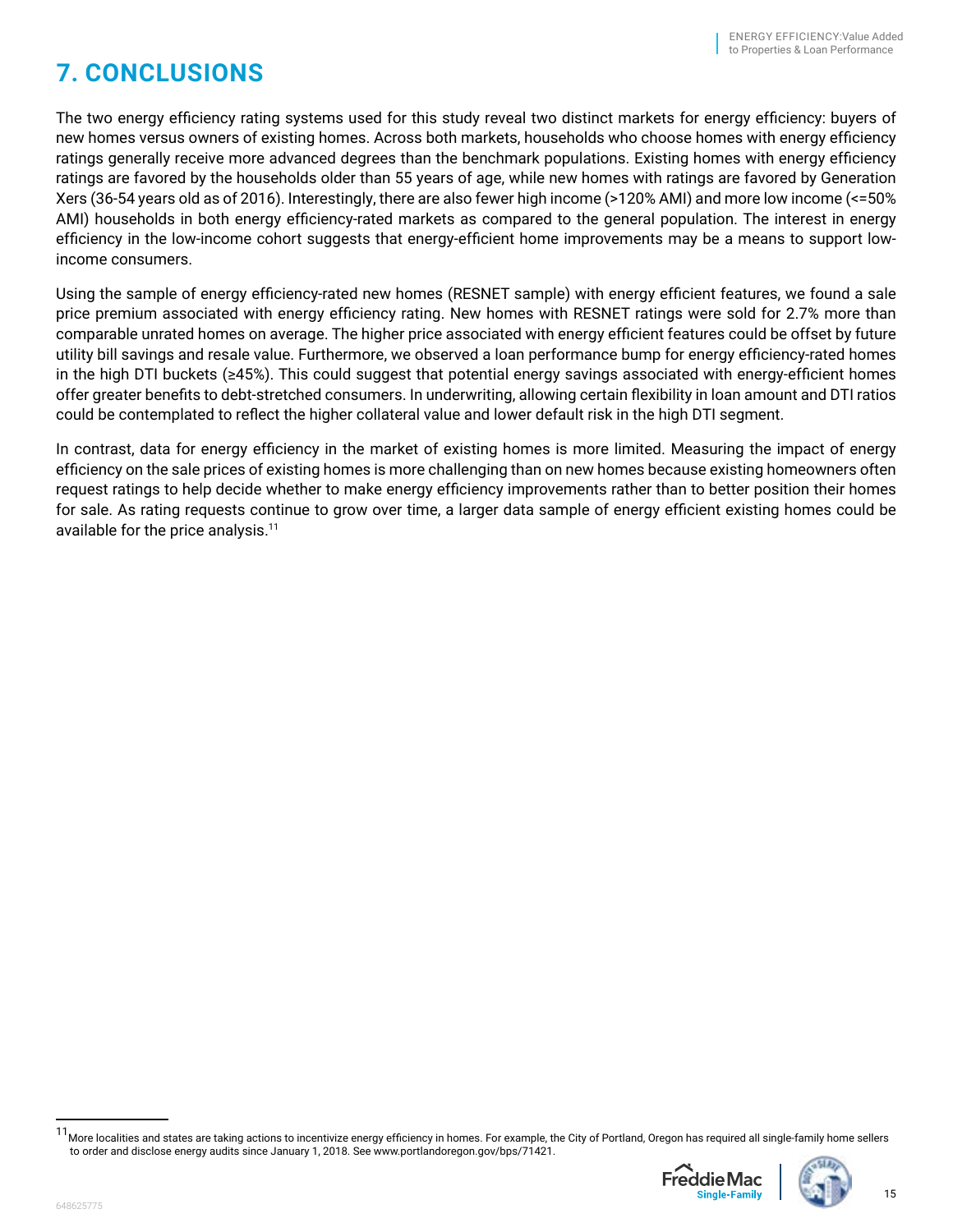# 7. CONCLUSIONS

The two energy efficiency rating systems used for this study reveal two distinct markets for energy efficiency: buyers of new homes versus owners of existing homes. Across both markets, households who choose homes with energy efficiency ratings generally receive more advanced degrees than the benchmark populations. Existing homes with energy efficiency ratings are favored by the households older than 55 years of age, while new homes with ratings are favored by Generation Xers (36-54 years old as of 2016). Interestingly, there are also fewer high income (>120% AMI) and more low income (<=50% AMI) households in both energy efficiency-rated markets as compared to the general population. The interest in energy efficiency in the low-income cohort suggests that energy-efficient home improvements may be a means to support low-income consumers.

Using the sample of energy efficiency-rated new homes (RESNET sample) with energy efficient features, we found a sale price premium associated with energy efficiency rating. New homes with RESNET ratings were sold for 2.7% more than comparable unrated homes on average. The higher price associated with energy efficient features could be offset by future utility bill savings and resale value. Furthermore, we observed a loan performance bump for energy efficiency-rated homes in the high DTI buckets (≥45%). This could suggest that potential energy savings associated with energy-efficient homes offer greater benefits to debt-stretched consumers. In underwriting, allowing certain flexibility in loan amount and DTI ratios could be contemplated to reflect the higher collateral value and lower default risk in the high DTI segment.

In contrast, data for energy efficiency in the market of existing homes is more limited. Measuring the impact of energy efficiency on the sale prices of existing homes is more challenging than on new homes because existing homeowners often request ratings to help decide whether to make energy efficiency improvements rather than to better position their homes for sale. As rating requests continue to grow over time, a larger data sample of energy efficient existing homes could be available for the price analysis.[11]

[11] More localities and states are taking actions to incentivize energy efficiency in homes. For example, the City of Portland, Oregon has required all single-family home sellers to order and disclose energy audits since January 1, 2018. See www.portlandoregon.gov/bps/71421.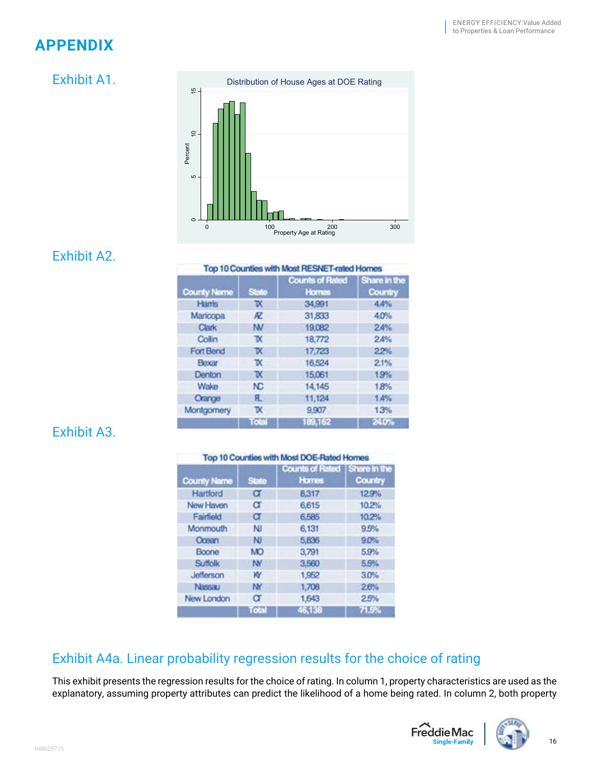# APPENDIX

## Exhibit A1.

## Exhibit A2.

| Top 10 Counties with Most RESNET-rated Homes | | | |
|---|---|---|---|
| County Name | State | Counts of Rated Homes | Share in the Country |
| Harris | TX | 34,991 | 4.4% |
| Maricopa | AZ | 31,833 | 4.0% |
| Clark | NV | 19,082 | 2.4% |
| Collin | TX | 18,772 | 2.4% |
| Fort Bend | TX | 17,723 | 2.2% |
| Bexar | TX | 16,524 | 2.1% |
| Denton | TX | 15,061 | 1.9% |
| Wake | NC | 14,145 | 1.8% |
| Orange | FL | 11,124 | 1.4% |
| Montgomery | TX | 9,907 | 1.3% |
| | Total | 189,162 | 24.0% |

## Exhibit A3.

| Top 10 Counties with Most DOE-Rated Homes | | | |
|---|---|---|---|
| County Name | State | Counts of Rated Homes | Share in the Country |
| Hartford | CT | 8,317 | 12.9% |
| New Haven | CT | 6,615 | 10.2% |
| Fairfield | CT | 6,585 | 10.2% |
| Monmouth | NJ | 6,131 | 9.5% |
| Ocean | NJ | 5,836 | 9.0% |
| Boone | MO | 3,791 | 5.9% |
| Suffolk | NY | 3,560 | 5.5% |
| Jefferson | KY | 1,952 | 3.0% |
| Nassau | NY | 1,708 | 2.6% |
| New London | CT | 1,643 | 2.5% |
| | Total | 46,138 | 71.5% |

## Exhibit A4a. Linear probability regression results for the choice of rating

This exhibit presents the regression results for the choice of rating. In column 1, property characteristics are used as the explanatory, assuming property attributes can predict the likelihood of a home being rated. In column 2, both property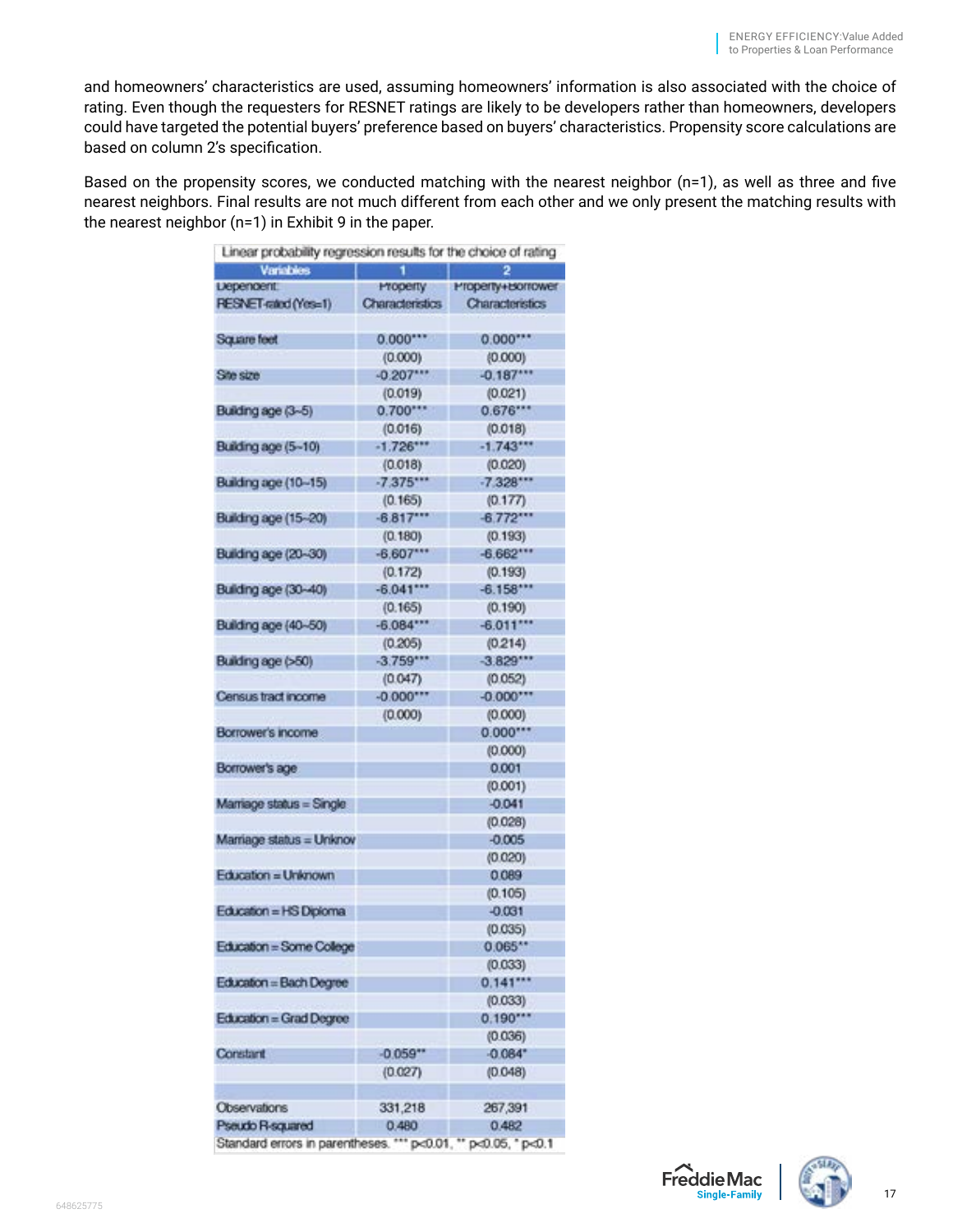and homeowners' characteristics are used, assuming homeowners' information is also associated with the choice of rating. Even though the requesters for RESNET ratings are likely to be developers rather than homeowners, developers could have targeted the potential buyers' preference based on buyers' characteristics. Propensity score calculations are based on column 2's specification.

Based on the propensity scores, we conducted matching with the nearest neighbor (n=1), as well as three and five nearest neighbors. Final results are not much different from each other and we only present the matching results with the nearest neighbor (n=1) in Exhibit 9 in the paper.

Linear probability regression results for the choice of rating

| Variables | 1 | 2 |
|---|---|---|
| Dependent: RESNET-rated (Yes=1) | Property Characteristics | Property+Borrower Characteristics |
| | | |
| Square feet | 0.000*** | 0.000*** |
| | (0.000) | (0.000) |
| Site size | -0.207*** | -0.187*** |
| | (0.019) | (0.021) |
| Building age (3~5) | 0.700*** | 0.676*** |
| | (0.016) | (0.018) |
| Building age (5~10) | -1.726*** | -1.743*** |
| | (0.018) | (0.020) |
| Building age (10~15) | -7.375*** | -7.328*** |
| | (0.165) | (0.177) |
| Building age (15~20) | -6.817*** | -6.772*** |
| | (0.180) | (0.193) |
| Building age (20~30) | -6.607*** | -6.662*** |
| | (0.172) | (0.193) |
| Building age (30~40) | -6.041*** | -6.158*** |
| | (0.165) | (0.190) |
| Building age (40~50) | -6.084*** | -6.011*** |
| | (0.205) | (0.214) |
| Building age (>50) | -3.759*** | -3.829*** |
| | (0.047) | (0.052) |
| Census tract income | -0.000*** | -0.000*** |
| | (0.000) | (0.000) |
| Borrower's income | | 0.000*** |
| | | (0.000) |
| Borrower's age | | 0.001 |
| | | (0.001) |
| Marriage status = Single | | -0.041 |
| | | (0.028) |
| Marriage status = Unknow | | -0.005 |
| | | (0.020) |
| Education = Unknown | | 0.089 |
| | | (0.105) |
| Education = HS Diploma | | -0.031 |
| | | (0.035) |
| Education = Some College | | 0.065** |
| | | (0.033) |
| Education = Bach Degree | | 0.141*** |
| | | (0.033) |
| Education = Grad Degree | | 0.190*** |
| | | (0.036) |
| Constant | -0.059** | -0.084* |
| | (0.027) | (0.048) |
| | | |
| Observations | 331,218 | 267,391 |
| Pseudo R-squared | 0.480 | 0.482 |

Standard errors in parentheses. *** $p<0.01$, ** $p<0.05$, * $p<0.1$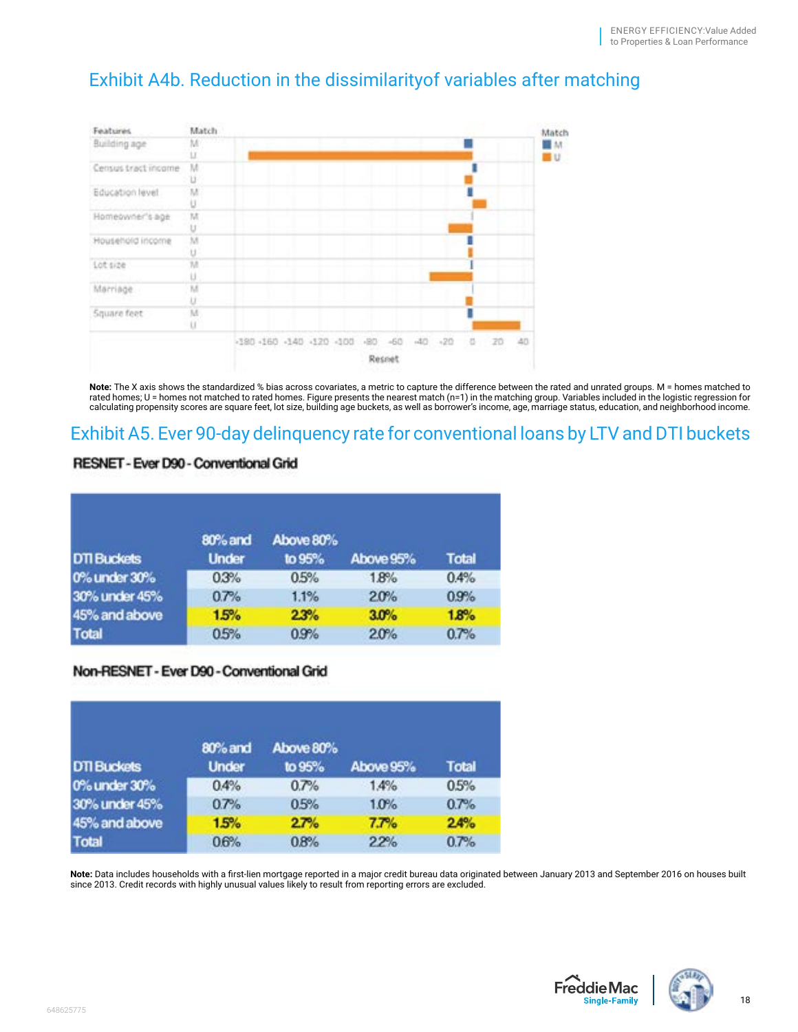## Exhibit A4b. Reduction in the dissimilarityof variables after matching

**Note:** The X axis shows the standardized % bias across covariates, a metric to capture the difference between the rated and unrated groups. M = homes matched to rated homes; U = homes not matched to rated homes. Figure presents the nearest match (n=1) in the matching group. Variables included in the logistic regression for calculating propensity scores are square feet, lot size, building age buckets, as well as borrower's income, age, marriage status, education, and neighborhood income.

## Exhibit A5. Ever 90-day delinquency rate for conventional loans by LTV and DTI buckets

**RESNET - Ever D90 - Conventional Grid**

| DTI Buckets | 80% and Under | Above 80% to 95% | Above 95% | Total |
|---|---|---|---|---|
| 0% under 30% | 0.3% | 0.5% | 1.8% | 0.4% |
| 30% under 45% | 0.7% | 1.1% | 2.0% | 0.9% |
| 45% and above | 1.5% | 2.3% | 3.0% | 1.8% |
| Total | 0.5% | 0.9% | 2.0% | 0.7% |

**Non-RESNET - Ever D90 - Conventional Grid**

| DTI Buckets | 80% and Under | Above 80% to 95% | Above 95% | Total |
|---|---|---|---|---|
| 0% under 30% | 0.4% | 0.7% | 1.4% | 0.5% |
| 30% under 45% | 0.7% | 0.5% | 1.0% | 0.7% |
| 45% and above | 1.5% | 2.7% | 7.7% | 2.4% |
| Total | 0.6% | 0.8% | 2.2% | 0.7% |

**Note:** Data includes households with a first-lien mortgage reported in a major credit bureau data originated between January 2013 and September 2016 on houses built since 2013. Credit records with highly unusual values likely to result from reporting errors are excluded.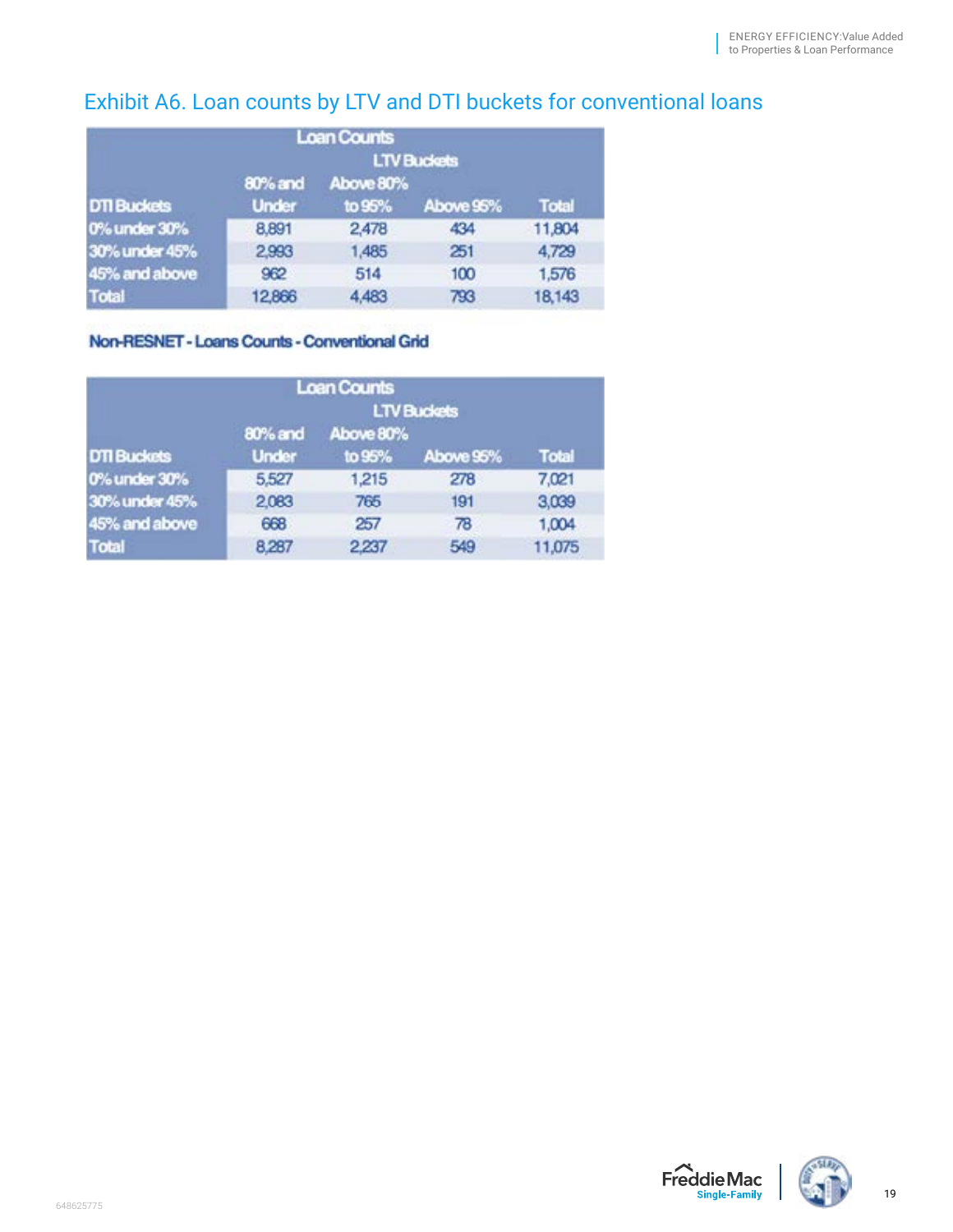## Exhibit A6. Loan counts by LTV and DTI buckets for conventional loans

| Loan Counts | | | | |
|---|---|---|---|---|
| | LTV Buckets | | | |
| DTI Buckets | 80% and Under | Above 80% to 95% | Above 95% | Total |
| 0% under 30% | 8,891 | 2,478 | 434 | 11,804 |
| 30% under 45% | 2,993 | 1,485 | 251 | 4,729 |
| 45% and above | 962 | 514 | 100 | 1,576 |
| Total | 12,866 | 4,483 | 793 | 18,143 |

**Non-RESNET - Loans Counts - Conventional Grid**

| Loan Counts | | | | |
|---|---|---|---|---|
| | LTV Buckets | | | |
| DTI Buckets | 80% and Under | Above 80% to 95% | Above 95% | Total |
| 0% under 30% | 5,527 | 1,215 | 278 | 7,021 |
| 30% under 45% | 2,083 | 765 | 191 | 3,039 |
| 45% and above | 668 | 257 | 78 | 1,004 |
| Total | 8,287 | 2,237 | 549 | 11,075 |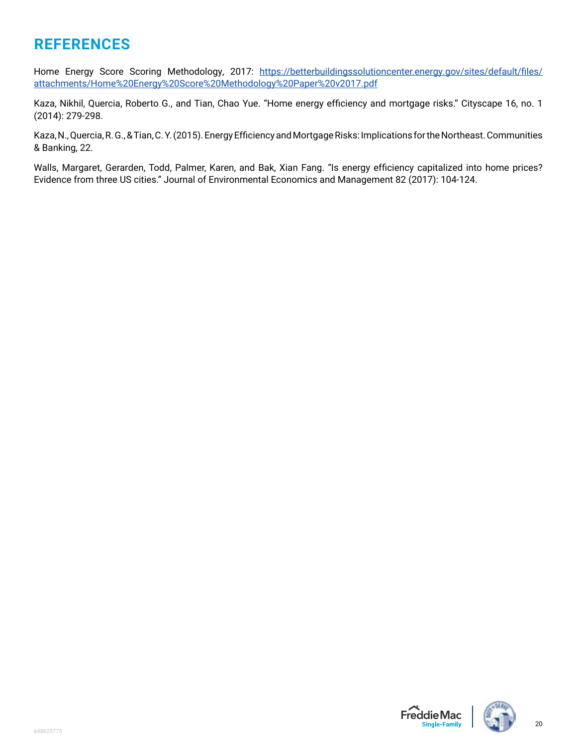# REFERENCES

Home Energy Score Scoring Methodology, 2017: [https://betterbuildingssolutioncenter.energy.gov/sites/default/files/attachments/Home%20Energy%20Score%20Methodology%20Paper%20v2017.pdf](https://betterbuildingssolutioncenter.energy.gov/sites/default/files/attachments/Home%20Energy%20Score%20Methodology%20Paper%20v2017.pdf)

Kaza, Nikhil, Quercia, Roberto G., and Tian, Chao Yue. "Home energy efficiency and mortgage risks." Cityscape 16, no. 1 (2014): 279-298.

Kaza, N., Quercia, R. G., & Tian, C. Y. (2015). Energy Efficiency and Mortgage Risks: Implications for the Northeast. Communities & Banking, 22.

Walls, Margaret, Gerarden, Todd, Palmer, Karen, and Bak, Xian Fang. "Is energy efficiency capitalized into home prices? Evidence from three US cities." Journal of Environmental Economics and Management 82 (2017): 104-124.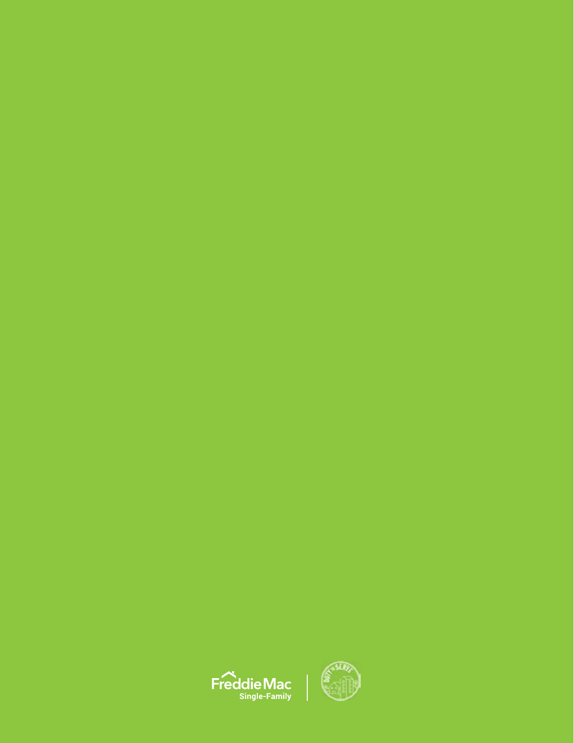Freddie Mac
Single-Family